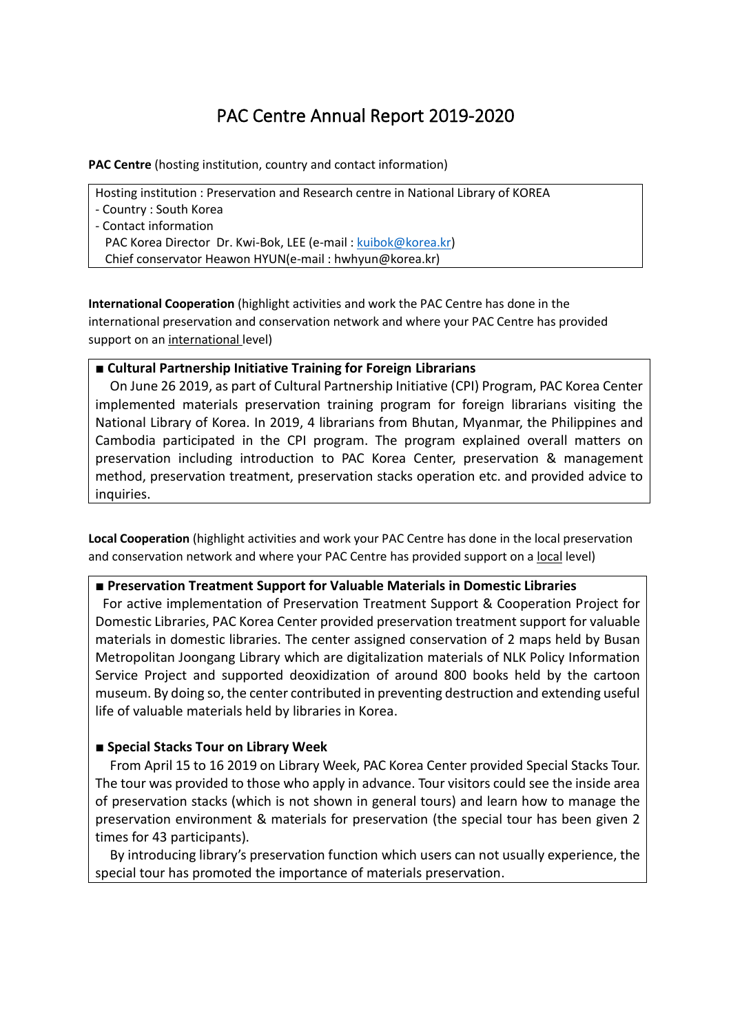# PAC Centre Annual Report 2019-2020

**PAC Centre** (hosting institution, country and contact information)

Hosting institution : Preservation and Research centre in National Library of KOREA
- Country : South Korea
- Contact information
  PAC Korea Director Dr. Kwi-Bok, LEE (e-mail : kuibok@korea.kr)
  Chief conservator Heawon HYUN(e-mail : hwhyun@korea.kr)

**International Cooperation** (highlight activities and work the PAC Centre has done in the international preservation and conservation network and where your PAC Centre has provided support on an international level)

**■ Cultural Partnership Initiative Training for Foreign Librarians**

On June 26 2019, as part of Cultural Partnership Initiative (CPI) Program, PAC Korea Center implemented materials preservation training program for foreign librarians visiting the National Library of Korea. In 2019, 4 librarians from Bhutan, Myanmar, the Philippines and Cambodia participated in the CPI program. The program explained overall matters on preservation including introduction to PAC Korea Center, preservation & management method, preservation treatment, preservation stacks operation etc. and provided advice to inquiries.

**Local Cooperation** (highlight activities and work your PAC Centre has done in the local preservation and conservation network and where your PAC Centre has provided support on a local level)

**■ Preservation Treatment Support for Valuable Materials in Domestic Libraries**

For active implementation of Preservation Treatment Support & Cooperation Project for Domestic Libraries, PAC Korea Center provided preservation treatment support for valuable materials in domestic libraries. The center assigned conservation of 2 maps held by Busan Metropolitan Joongang Library which are digitalization materials of NLK Policy Information Service Project and supported deoxidization of around 800 books held by the cartoon museum. By doing so, the center contributed in preventing destruction and extending useful life of valuable materials held by libraries in Korea.

**■ Special Stacks Tour on Library Week**

From April 15 to 16 2019 on Library Week, PAC Korea Center provided Special Stacks Tour. The tour was provided to those who apply in advance. Tour visitors could see the inside area of preservation stacks (which is not shown in general tours) and learn how to manage the preservation environment & materials for preservation (the special tour has been given 2 times for 43 participants).

By introducing library's preservation function which users can not usually experience, the special tour has promoted the importance of materials preservation.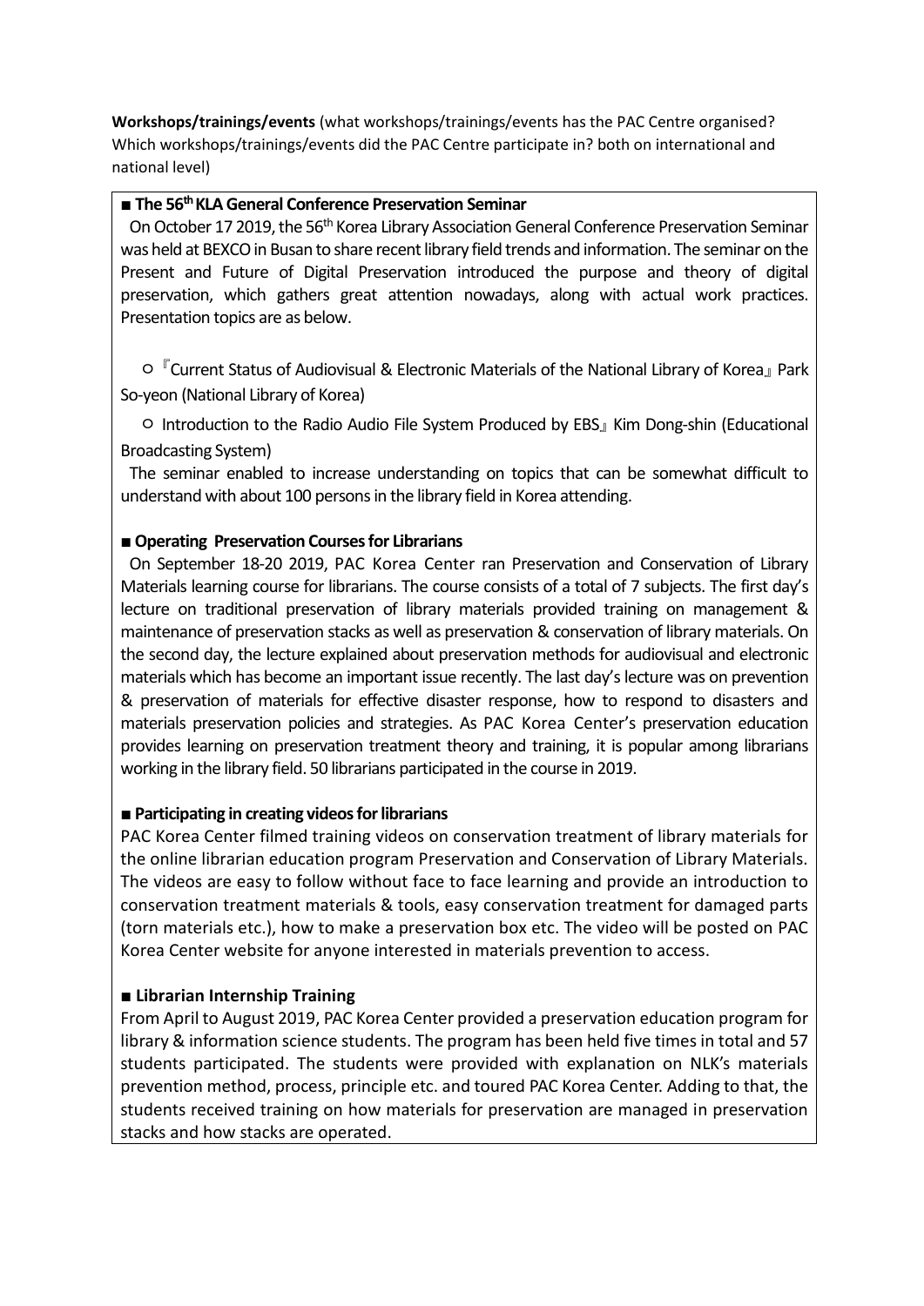**Workshops/trainings/events** (what workshops/trainings/events has the PAC Centre organised? Which workshops/trainings/events did the PAC Centre participate in? both on international and national level)

**■ The 56th KLA General Conference Preservation Seminar**

On October 17 2019, the 56th Korea Library Association General Conference Preservation Seminar was held at BEXCO in Busan to share recent library field trends and information. The seminar on the Present and Future of Digital Preservation introduced the purpose and theory of digital preservation, which gathers great attention nowadays, along with actual work practices. Presentation topics are as below.

○『Current Status of Audiovisual & Electronic Materials of the National Library of Korea』Park So-yeon (National Library of Korea)

○ Introduction to the Radio Audio File System Produced by EBS』Kim Dong-shin (Educational Broadcasting System)

The seminar enabled to increase understanding on topics that can be somewhat difficult to understand with about 100 persons in the library field in Korea attending.

**■ Operating Preservation Courses for Librarians**

On September 18-20 2019, PAC Korea Center ran Preservation and Conservation of Library Materials learning course for librarians. The course consists of a total of 7 subjects. The first day's lecture on traditional preservation of library materials provided training on management & maintenance of preservation stacks as well as preservation & conservation of library materials. On the second day, the lecture explained about preservation methods for audiovisual and electronic materials which has become an important issue recently. The last day's lecture was on prevention & preservation of materials for effective disaster response, how to respond to disasters and materials preservation policies and strategies. As PAC Korea Center's preservation education provides learning on preservation treatment theory and training, it is popular among librarians working in the library field. 50 librarians participated in the course in 2019.

**■ Participating in creating videos for librarians**

PAC Korea Center filmed training videos on conservation treatment of library materials for the online librarian education program Preservation and Conservation of Library Materials. The videos are easy to follow without face to face learning and provide an introduction to conservation treatment materials & tools, easy conservation treatment for damaged parts (torn materials etc.), how to make a preservation box etc. The video will be posted on PAC Korea Center website for anyone interested in materials prevention to access.

**■ Librarian Internship Training**

From April to August 2019, PAC Korea Center provided a preservation education program for library & information science students. The program has been held five times in total and 57 students participated. The students were provided with explanation on NLK's materials prevention method, process, principle etc. and toured PAC Korea Center. Adding to that, the students received training on how materials for preservation are managed in preservation stacks and how stacks are operated.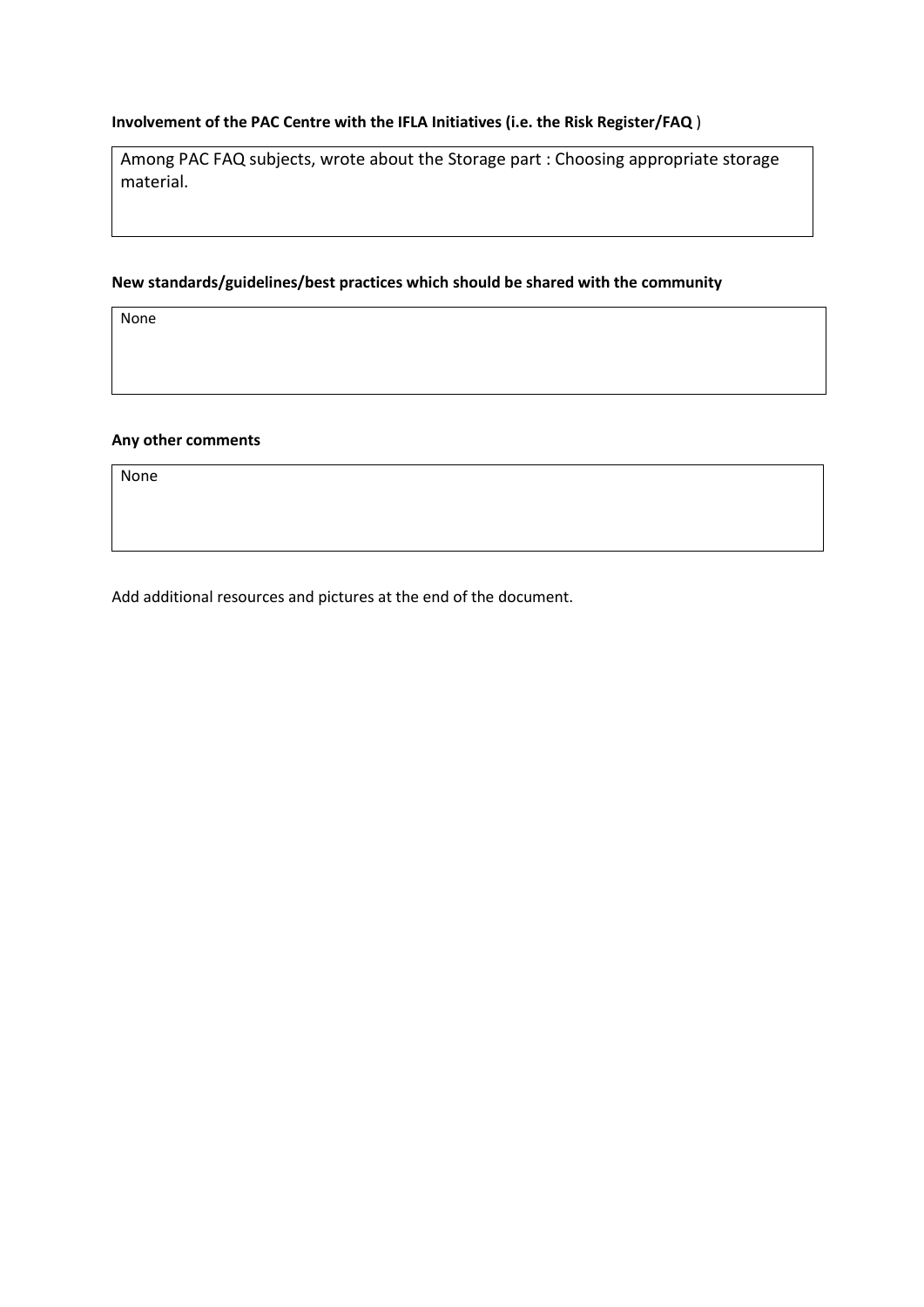**Involvement of the PAC Centre with the IFLA Initiatives (i.e. the Risk Register/FAQ** )

Among PAC FAQ subjects, wrote about the Storage part : Choosing appropriate storage material.

**New standards/guidelines/best practices which should be shared with the community**

None

**Any other comments**

None

Add additional resources and pictures at the end of the document.